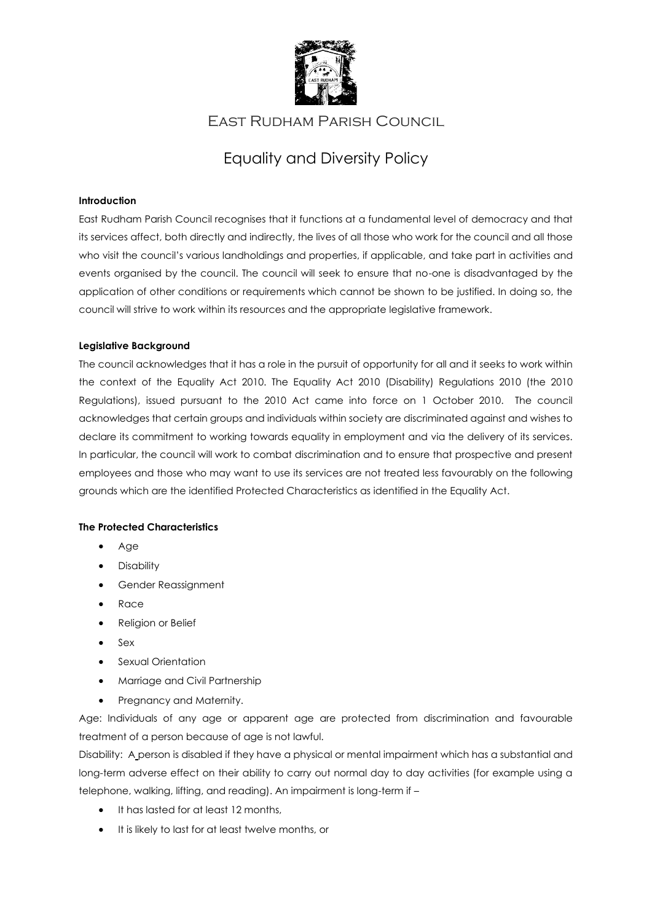# East Rudham Parish Council

## Equality and Diversity Policy

**Introduction**

East Rudham Parish Council recognises that it functions at a fundamental level of democracy and that its services affect, both directly and indirectly, the lives of all those who work for the council and all those who visit the council's various landholdings and properties, if applicable, and take part in activities and events organised by the council. The council will seek to ensure that no-one is disadvantaged by the application of other conditions or requirements which cannot be shown to be justified. In doing so, the council will strive to work within its resources and the appropriate legislative framework.

**Legislative Background**

The council acknowledges that it has a role in the pursuit of opportunity for all and it seeks to work within the context of the Equality Act 2010. The Equality Act 2010 (Disability) Regulations 2010 (the 2010 Regulations), issued pursuant to the 2010 Act came into force on 1 October 2010. The council acknowledges that certain groups and individuals within society are discriminated against and wishes to declare its commitment to working towards equality in employment and via the delivery of its services. In particular, the council will work to combat discrimination and to ensure that prospective and present employees and those who may want to use its services are not treated less favourably on the following grounds which are the identified Protected Characteristics as identified in the Equality Act.

**The Protected Characteristics**

- Age
- Disability
- Gender Reassignment
- Race
- Religion or Belief
- Sex
- Sexual Orientation
- Marriage and Civil Partnership
- Pregnancy and Maternity.

Age: Individuals of any age or apparent age are protected from discrimination and favourable treatment of a person because of age is not lawful.

Disability: A person is disabled if they have a physical or mental impairment which has a substantial and long-term adverse effect on their ability to carry out normal day to day activities (for example using a telephone, walking, lifting, and reading). An impairment is long-term if –

- It has lasted for at least 12 months,
- It is likely to last for at least twelve months, or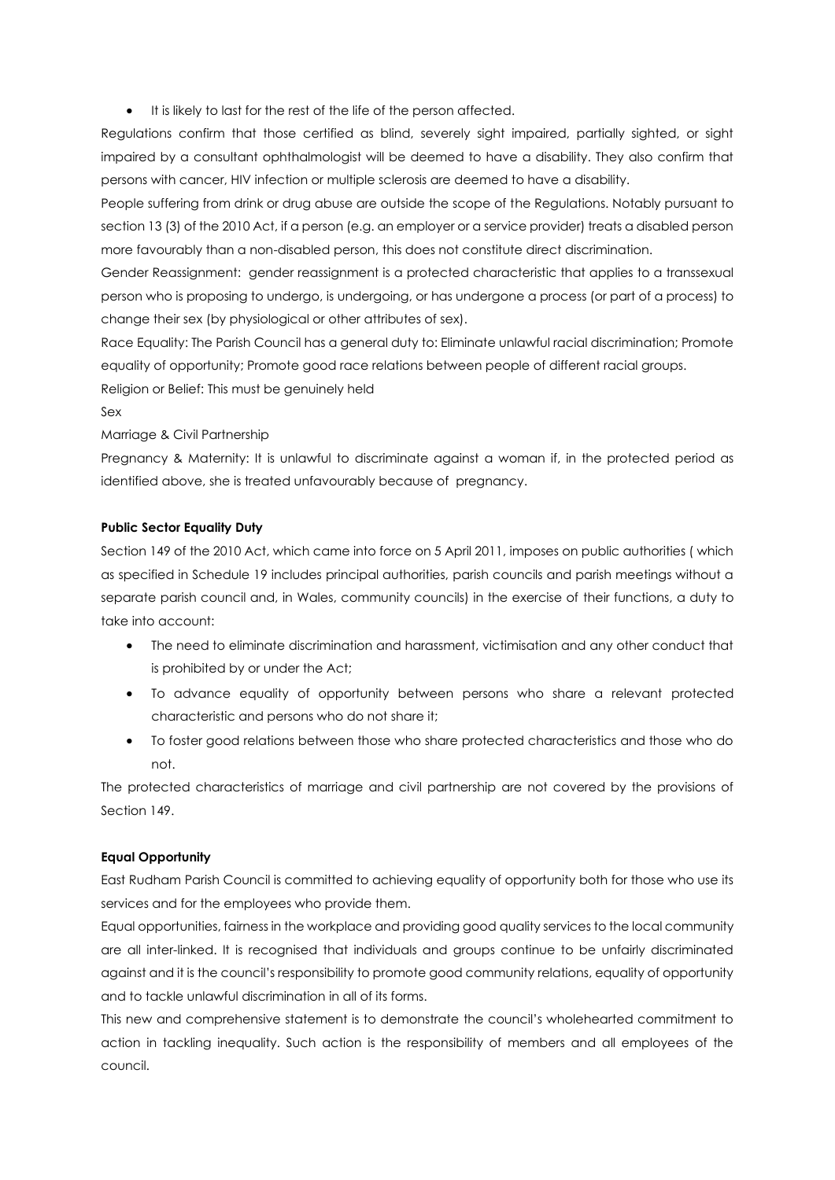- It is likely to last for the rest of the life of the person affected.

Regulations confirm that those certified as blind, severely sight impaired, partially sighted, or sight impaired by a consultant ophthalmologist will be deemed to have a disability. They also confirm that persons with cancer, HIV infection or multiple sclerosis are deemed to have a disability.

People suffering from drink or drug abuse are outside the scope of the Regulations. Notably pursuant to section 13 (3) of the 2010 Act, if a person (e.g. an employer or a service provider) treats a disabled person more favourably than a non-disabled person, this does not constitute direct discrimination.

Gender Reassignment: gender reassignment is a protected characteristic that applies to a transsexual person who is proposing to undergo, is undergoing, or has undergone a process (or part of a process) to change their sex (by physiological or other attributes of sex).

Race Equality: The Parish Council has a general duty to: Eliminate unlawful racial discrimination; Promote equality of opportunity; Promote good race relations between people of different racial groups.

Religion or Belief: This must be genuinely held

Sex

Marriage & Civil Partnership

Pregnancy & Maternity: It is unlawful to discriminate against a woman if, in the protected period as identified above, she is treated unfavourably because of pregnancy.

**Public Sector Equality Duty**

Section 149 of the 2010 Act, which came into force on 5 April 2011, imposes on public authorities ( which as specified in Schedule 19 includes principal authorities, parish councils and parish meetings without a separate parish council and, in Wales, community councils) in the exercise of their functions, a duty to take into account:

- The need to eliminate discrimination and harassment, victimisation and any other conduct that is prohibited by or under the Act;
- To advance equality of opportunity between persons who share a relevant protected characteristic and persons who do not share it;
- To foster good relations between those who share protected characteristics and those who do not.

The protected characteristics of marriage and civil partnership are not covered by the provisions of Section 149.

**Equal Opportunity**

East Rudham Parish Council is committed to achieving equality of opportunity both for those who use its services and for the employees who provide them.

Equal opportunities, fairness in the workplace and providing good quality services to the local community are all inter-linked. It is recognised that individuals and groups continue to be unfairly discriminated against and it is the council's responsibility to promote good community relations, equality of opportunity and to tackle unlawful discrimination in all of its forms.

This new and comprehensive statement is to demonstrate the council's wholehearted commitment to action in tackling inequality. Such action is the responsibility of members and all employees of the council.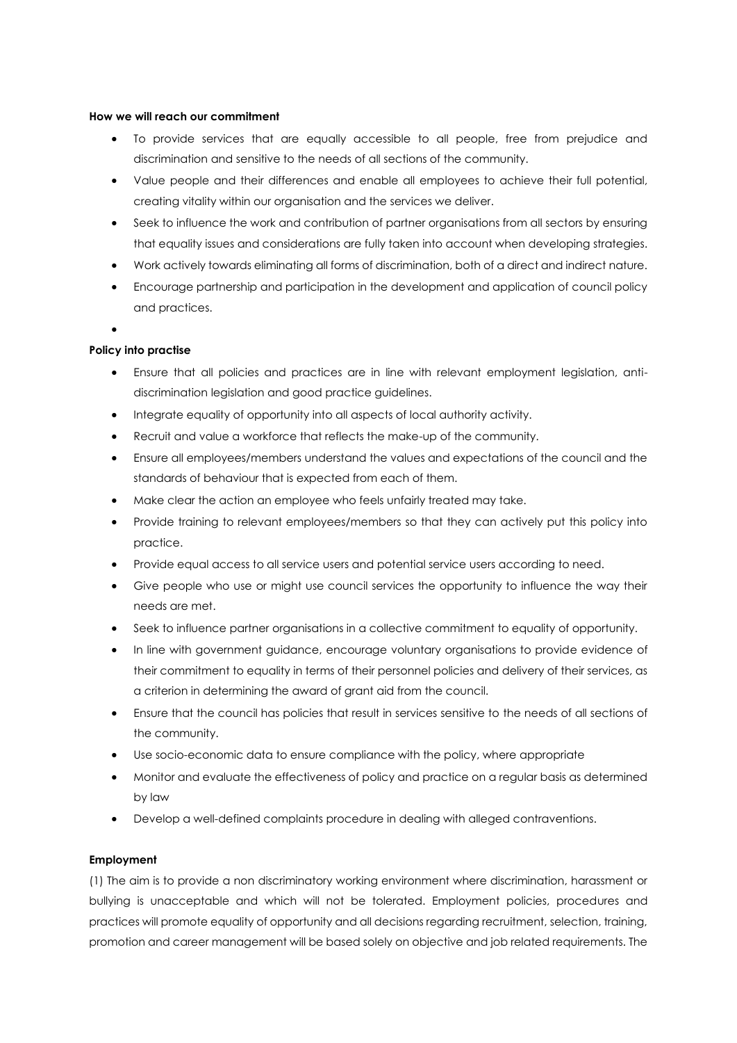**How we will reach our commitment**

- To provide services that are equally accessible to all people, free from prejudice and discrimination and sensitive to the needs of all sections of the community.
- Value people and their differences and enable all employees to achieve their full potential, creating vitality within our organisation and the services we deliver.
- Seek to influence the work and contribution of partner organisations from all sectors by ensuring that equality issues and considerations are fully taken into account when developing strategies.
- Work actively towards eliminating all forms of discrimination, both of a direct and indirect nature.
- Encourage partnership and participation in the development and application of council policy and practices.

**Policy into practise**

- Ensure that all policies and practices are in line with relevant employment legislation, anti-discrimination legislation and good practice guidelines.
- Integrate equality of opportunity into all aspects of local authority activity.
- Recruit and value a workforce that reflects the make-up of the community.
- Ensure all employees/members understand the values and expectations of the council and the standards of behaviour that is expected from each of them.
- Make clear the action an employee who feels unfairly treated may take.
- Provide training to relevant employees/members so that they can actively put this policy into practice.
- Provide equal access to all service users and potential service users according to need.
- Give people who use or might use council services the opportunity to influence the way their needs are met.
- Seek to influence partner organisations in a collective commitment to equality of opportunity.
- In line with government guidance, encourage voluntary organisations to provide evidence of their commitment to equality in terms of their personnel policies and delivery of their services, as a criterion in determining the award of grant aid from the council.
- Ensure that the council has policies that result in services sensitive to the needs of all sections of the community.
- Use socio-economic data to ensure compliance with the policy, where appropriate
- Monitor and evaluate the effectiveness of policy and practice on a regular basis as determined by law
- Develop a well-defined complaints procedure in dealing with alleged contraventions.

**Employment**

(1) The aim is to provide a non discriminatory working environment where discrimination, harassment or bullying is unacceptable and which will not be tolerated. Employment policies, procedures and practices will promote equality of opportunity and all decisions regarding recruitment, selection, training, promotion and career management will be based solely on objective and job related requirements. The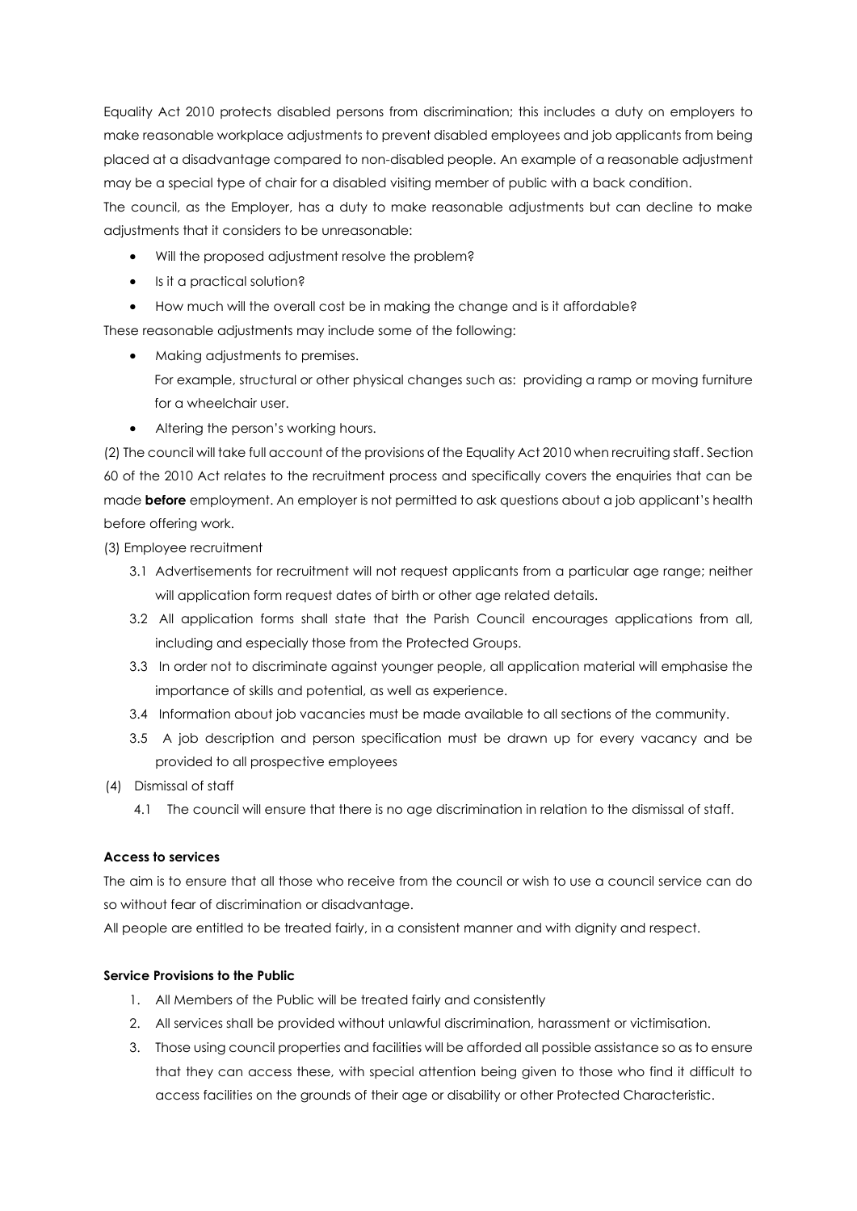Equality Act 2010 protects disabled persons from discrimination; this includes a duty on employers to make reasonable workplace adjustments to prevent disabled employees and job applicants from being placed at a disadvantage compared to non-disabled people. An example of a reasonable adjustment may be a special type of chair for a disabled visiting member of public with a back condition.

The council, as the Employer, has a duty to make reasonable adjustments but can decline to make adjustments that it considers to be unreasonable:

- Will the proposed adjustment resolve the problem?
- Is it a practical solution?
- How much will the overall cost be in making the change and is it affordable?

These reasonable adjustments may include some of the following:

- Making adjustments to premises.
  For example, structural or other physical changes such as: providing a ramp or moving furniture for a wheelchair user.
- Altering the person's working hours.

(2) The council will take full account of the provisions of the Equality Act 2010 when recruiting staff. Section 60 of the 2010 Act relates to the recruitment process and specifically covers the enquiries that can be made **before** employment. An employer is not permitted to ask questions about a job applicant's health before offering work.

(3) Employee recruitment

3.1 Advertisements for recruitment will not request applicants from a particular age range; neither will application form request dates of birth or other age related details.

3.2 All application forms shall state that the Parish Council encourages applications from all, including and especially those from the Protected Groups.

3.3 In order not to discriminate against younger people, all application material will emphasise the importance of skills and potential, as well as experience.

3.4 Information about job vacancies must be made available to all sections of the community.

3.5 A job description and person specification must be drawn up for every vacancy and be provided to all prospective employees

(4) Dismissal of staff

4.1 The council will ensure that there is no age discrimination in relation to the dismissal of staff.

**Access to services**

The aim is to ensure that all those who receive from the council or wish to use a council service can do so without fear of discrimination or disadvantage.

All people are entitled to be treated fairly, in a consistent manner and with dignity and respect.

**Service Provisions to the Public**

1. All Members of the Public will be treated fairly and consistently
2. All services shall be provided without unlawful discrimination, harassment or victimisation.
3. Those using council properties and facilities will be afforded all possible assistance so as to ensure that they can access these, with special attention being given to those who find it difficult to access facilities on the grounds of their age or disability or other Protected Characteristic.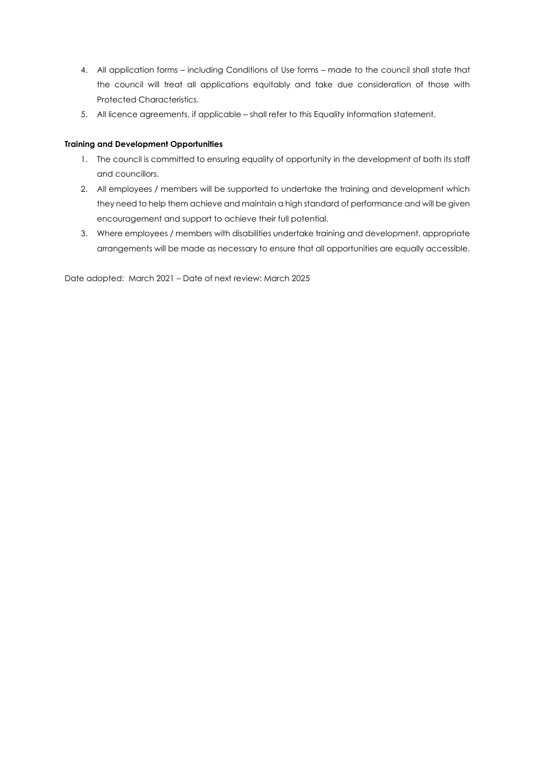4. All application forms – including Conditions of Use forms – made to the council shall state that the council will treat all applications equitably and take due consideration of those with Protected Characteristics.
5. All licence agreements, if applicable – shall refer to this Equality Information statement.

**Training and Development Opportunities**

1. The council is committed to ensuring equality of opportunity in the development of both its staff and councillors.
2. All employees / members will be supported to undertake the training and development which they need to help them achieve and maintain a high standard of performance and will be given encouragement and support to achieve their full potential.
3. Where employees / members with disabilities undertake training and development, appropriate arrangements will be made as necessary to ensure that all opportunities are equally accessible.

Date adopted: March 2021 – Date of next review: March 2025